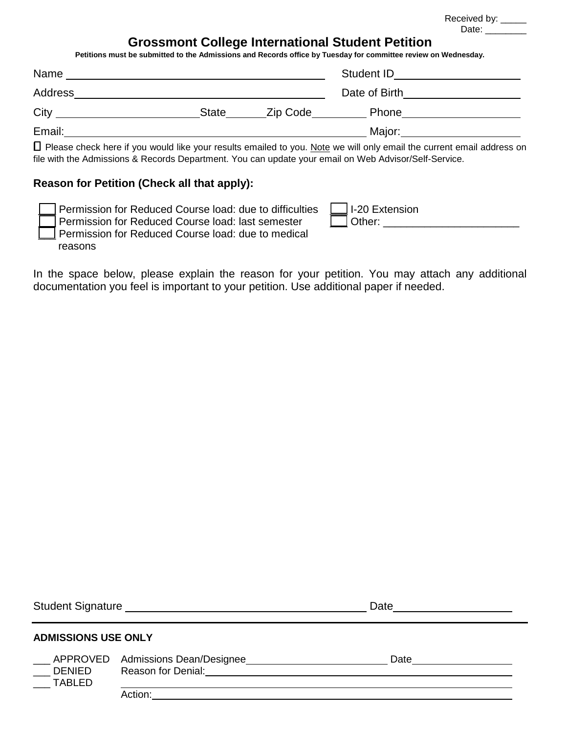Received by: _____
Date: ________

# Grossmont College International Student Petition

**Petitions must be submitted to the Admissions and Records office by Tuesday for committee review on Wednesday.**

Name ____________________________ Student ID____________________

Address____________________________ Date of Birth____________________

City ________________ State______ Zip Code________ Phone____________________

Email:________________________________ Major:____________________

☐ Please check here if you would like your results emailed to you. Note we will only email the current email address on file with the Admissions & Records Department. You can update your email on Web Advisor/Self-Service.

**Reason for Petition (Check all that apply):**

- ☐ Permission for Reduced Course load: due to difficulties
- ☐ Permission for Reduced Course load: last semester
- ☐ Permission for Reduced Course load: due to medical reasons
- ☐ I-20 Extension
- ☐ Other: _______________________

In the space below, please explain the reason for your petition. You may attach any additional documentation you feel is important to your petition. Use additional paper if needed.

Student Signature ________________________________ Date____________________

**ADMISSIONS USE ONLY**

___ APPROVED
___ DENIED
___ TABLED

Admissions Dean/Designee____________________ Date______________

Reason for Denial:________________________________________

________________________________________

Action:________________________________________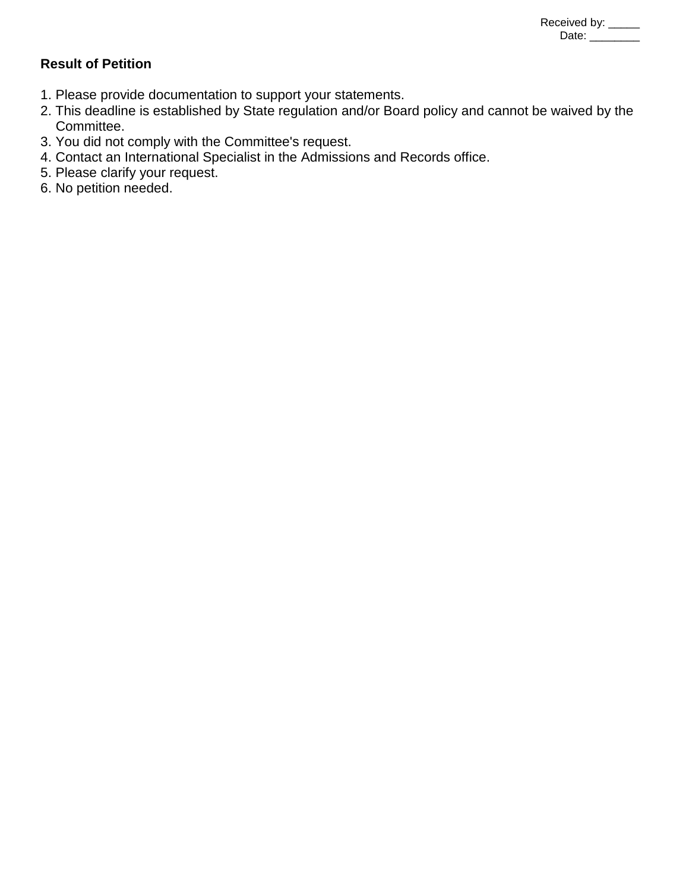Received by: _____
Date: ________

**Result of Petition**

1. Please provide documentation to support your statements.
2. This deadline is established by State regulation and/or Board policy and cannot be waived by the Committee.
3. You did not comply with the Committee's request.
4. Contact an International Specialist in the Admissions and Records office.
5. Please clarify your request.
6. No petition needed.